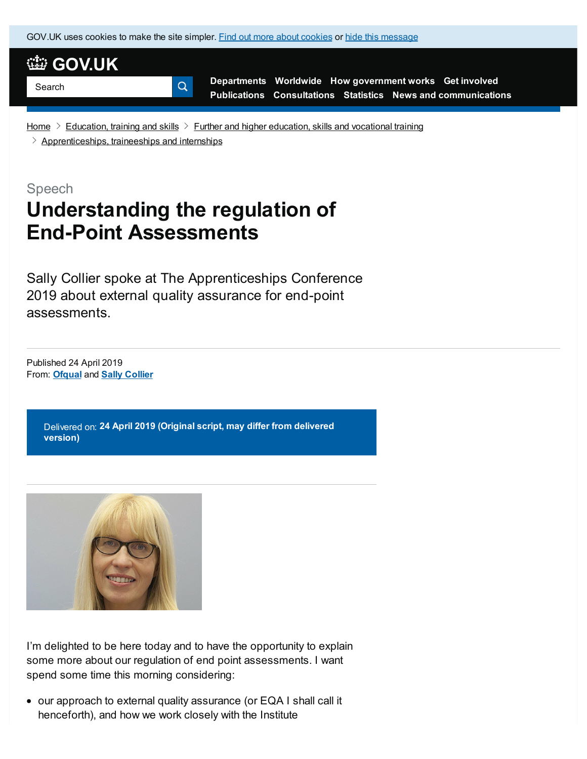GOV.UK uses cookies to make the site simpler. Find out more about cookies or hide this message

GOV.UK

Search

Departments Worldwide How government works Get involved
Publications Consultations Statistics News and communications

Home > Education, training and skills > Further and higher education, skills and vocational training > Apprenticeships, traineeships and internships

Speech

# Understanding the regulation of End-Point Assessments

Sally Collier spoke at The Apprenticeships Conference 2019 about external quality assurance for end-point assessments.

Published 24 April 2019
From: **Ofqual** and **Sally Collier**

Delivered on: **24 April 2019 (Original script, may differ from delivered version)**

I'm delighted to be here today and to have the opportunity to explain some more about our regulation of end point assessments. I want spend some time this morning considering:

- our approach to external quality assurance (or EQA I shall call it henceforth), and how we work closely with the Institute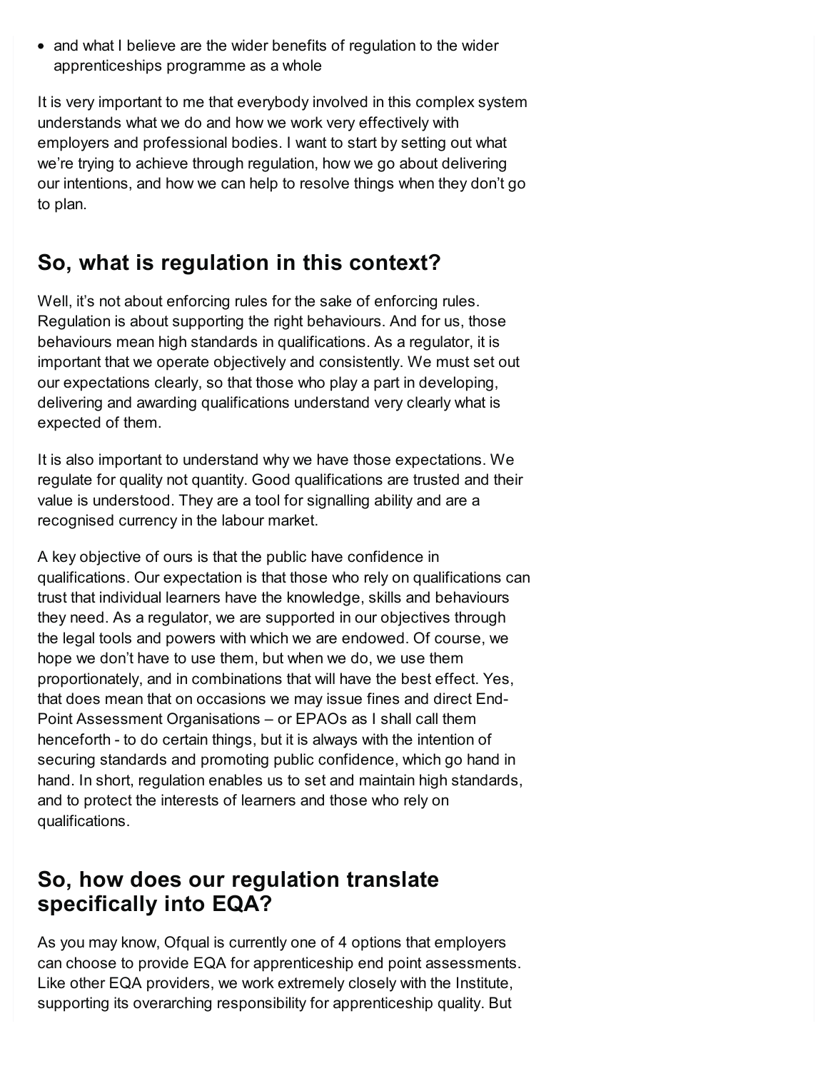- and what I believe are the wider benefits of regulation to the wider apprenticeships programme as a whole

It is very important to me that everybody involved in this complex system understands what we do and how we work very effectively with employers and professional bodies. I want to start by setting out what we're trying to achieve through regulation, how we go about delivering our intentions, and how we can help to resolve things when they don't go to plan.

## So, what is regulation in this context?

Well, it's not about enforcing rules for the sake of enforcing rules. Regulation is about supporting the right behaviours. And for us, those behaviours mean high standards in qualifications. As a regulator, it is important that we operate objectively and consistently. We must set out our expectations clearly, so that those who play a part in developing, delivering and awarding qualifications understand very clearly what is expected of them.

It is also important to understand why we have those expectations. We regulate for quality not quantity. Good qualifications are trusted and their value is understood. They are a tool for signalling ability and are a recognised currency in the labour market.

A key objective of ours is that the public have confidence in qualifications. Our expectation is that those who rely on qualifications can trust that individual learners have the knowledge, skills and behaviours they need. As a regulator, we are supported in our objectives through the legal tools and powers with which we are endowed. Of course, we hope we don't have to use them, but when we do, we use them proportionately, and in combinations that will have the best effect. Yes, that does mean that on occasions we may issue fines and direct End-Point Assessment Organisations – or EPAOs as I shall call them henceforth - to do certain things, but it is always with the intention of securing standards and promoting public confidence, which go hand in hand. In short, regulation enables us to set and maintain high standards, and to protect the interests of learners and those who rely on qualifications.

## So, how does our regulation translate specifically into EQA?

As you may know, Ofqual is currently one of 4 options that employers can choose to provide EQA for apprenticeship end point assessments. Like other EQA providers, we work extremely closely with the Institute, supporting its overarching responsibility for apprenticeship quality. But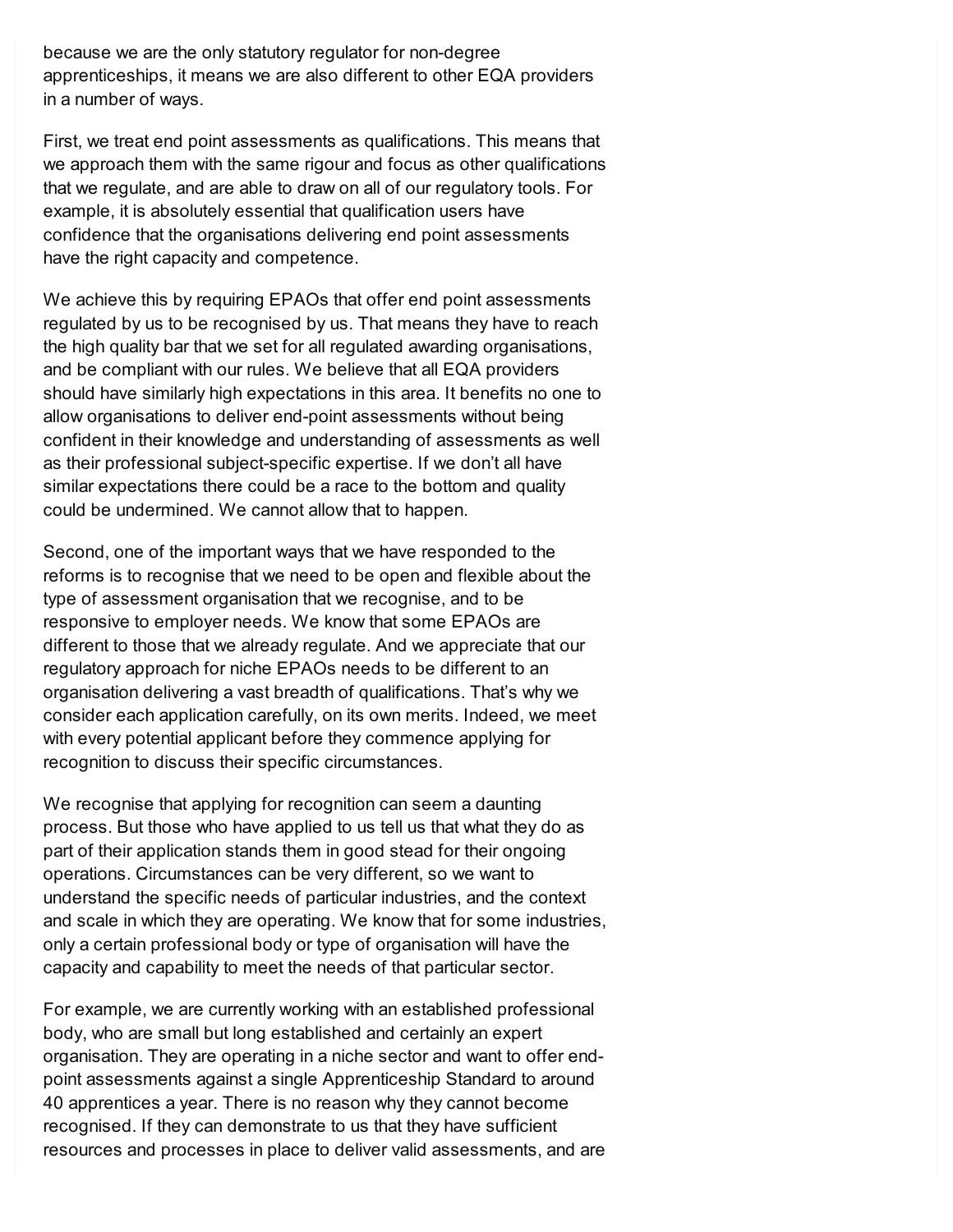because we are the only statutory regulator for non-degree apprenticeships, it means we are also different to other EQA providers in a number of ways.

First, we treat end point assessments as qualifications. This means that we approach them with the same rigour and focus as other qualifications that we regulate, and are able to draw on all of our regulatory tools. For example, it is absolutely essential that qualification users have confidence that the organisations delivering end point assessments have the right capacity and competence.

We achieve this by requiring EPAOs that offer end point assessments regulated by us to be recognised by us. That means they have to reach the high quality bar that we set for all regulated awarding organisations, and be compliant with our rules. We believe that all EQA providers should have similarly high expectations in this area. It benefits no one to allow organisations to deliver end-point assessments without being confident in their knowledge and understanding of assessments as well as their professional subject-specific expertise. If we don't all have similar expectations there could be a race to the bottom and quality could be undermined. We cannot allow that to happen.

Second, one of the important ways that we have responded to the reforms is to recognise that we need to be open and flexible about the type of assessment organisation that we recognise, and to be responsive to employer needs. We know that some EPAOs are different to those that we already regulate. And we appreciate that our regulatory approach for niche EPAOs needs to be different to an organisation delivering a vast breadth of qualifications. That's why we consider each application carefully, on its own merits. Indeed, we meet with every potential applicant before they commence applying for recognition to discuss their specific circumstances.

We recognise that applying for recognition can seem a daunting process. But those who have applied to us tell us that what they do as part of their application stands them in good stead for their ongoing operations. Circumstances can be very different, so we want to understand the specific needs of particular industries, and the context and scale in which they are operating. We know that for some industries, only a certain professional body or type of organisation will have the capacity and capability to meet the needs of that particular sector.

For example, we are currently working with an established professional body, who are small but long established and certainly an expert organisation. They are operating in a niche sector and want to offer end-point assessments against a single Apprenticeship Standard to around 40 apprentices a year. There is no reason why they cannot become recognised. If they can demonstrate to us that they have sufficient resources and processes in place to deliver valid assessments, and are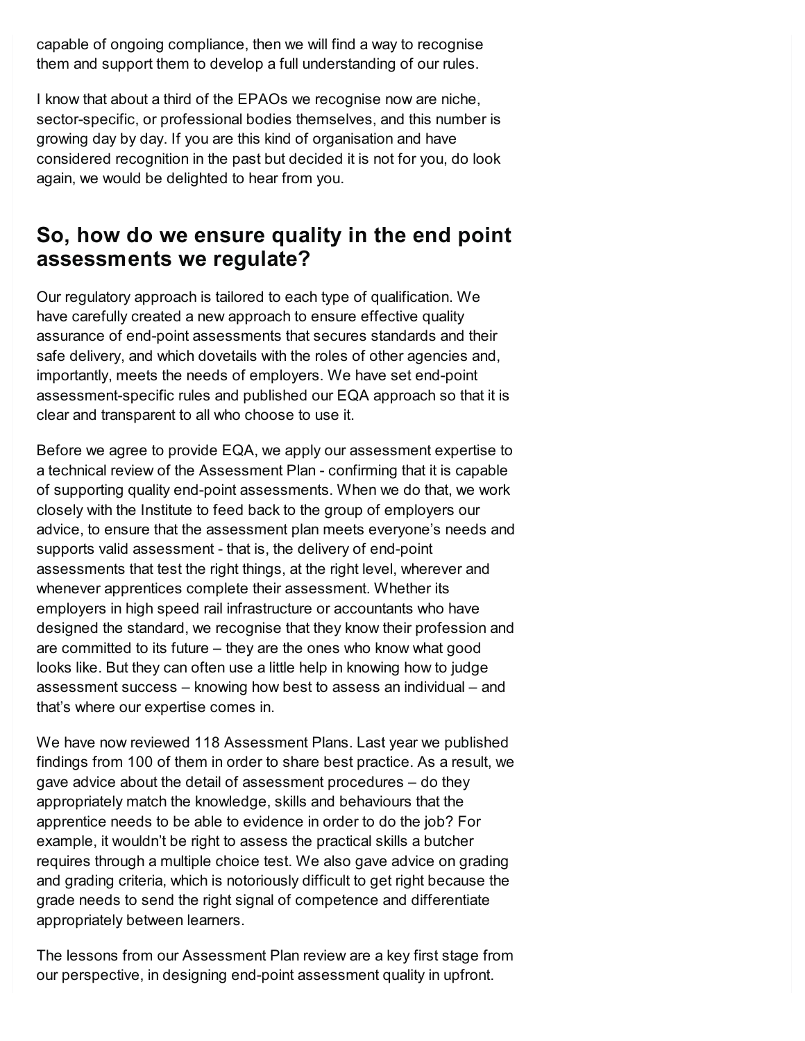capable of ongoing compliance, then we will find a way to recognise them and support them to develop a full understanding of our rules.

I know that about a third of the EPAOs we recognise now are niche, sector-specific, or professional bodies themselves, and this number is growing day by day. If you are this kind of organisation and have considered recognition in the past but decided it is not for you, do look again, we would be delighted to hear from you.

## So, how do we ensure quality in the end point assessments we regulate?

Our regulatory approach is tailored to each type of qualification. We have carefully created a new approach to ensure effective quality assurance of end-point assessments that secures standards and their safe delivery, and which dovetails with the roles of other agencies and, importantly, meets the needs of employers. We have set end-point assessment-specific rules and published our EQA approach so that it is clear and transparent to all who choose to use it.

Before we agree to provide EQA, we apply our assessment expertise to a technical review of the Assessment Plan - confirming that it is capable of supporting quality end-point assessments. When we do that, we work closely with the Institute to feed back to the group of employers our advice, to ensure that the assessment plan meets everyone's needs and supports valid assessment - that is, the delivery of end-point assessments that test the right things, at the right level, wherever and whenever apprentices complete their assessment. Whether its employers in high speed rail infrastructure or accountants who have designed the standard, we recognise that they know their profession and are committed to its future – they are the ones who know what good looks like. But they can often use a little help in knowing how to judge assessment success – knowing how best to assess an individual – and that's where our expertise comes in.

We have now reviewed 118 Assessment Plans. Last year we published findings from 100 of them in order to share best practice. As a result, we gave advice about the detail of assessment procedures – do they appropriately match the knowledge, skills and behaviours that the apprentice needs to be able to evidence in order to do the job? For example, it wouldn't be right to assess the practical skills a butcher requires through a multiple choice test. We also gave advice on grading and grading criteria, which is notoriously difficult to get right because the grade needs to send the right signal of competence and differentiate appropriately between learners.

The lessons from our Assessment Plan review are a key first stage from our perspective, in designing end-point assessment quality in upfront.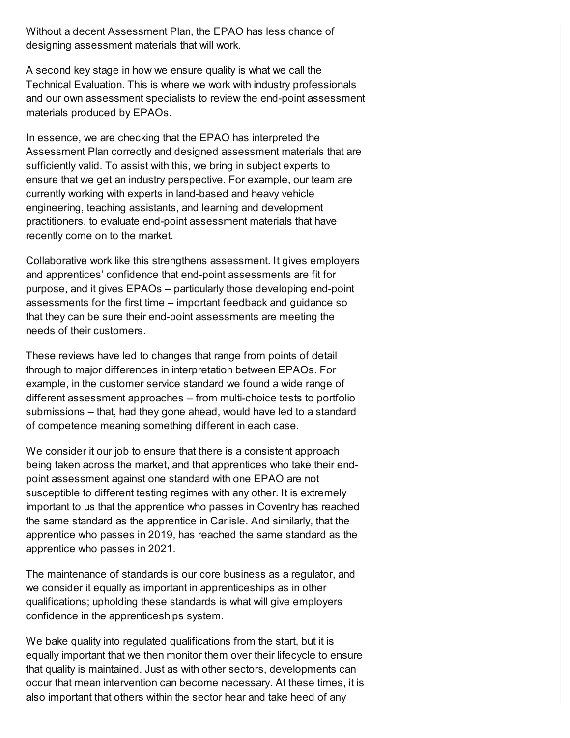Without a decent Assessment Plan, the EPAO has less chance of designing assessment materials that will work.

A second key stage in how we ensure quality is what we call the Technical Evaluation. This is where we work with industry professionals and our own assessment specialists to review the end-point assessment materials produced by EPAOs.

In essence, we are checking that the EPAO has interpreted the Assessment Plan correctly and designed assessment materials that are sufficiently valid. To assist with this, we bring in subject experts to ensure that we get an industry perspective. For example, our team are currently working with experts in land-based and heavy vehicle engineering, teaching assistants, and learning and development practitioners, to evaluate end-point assessment materials that have recently come on to the market.

Collaborative work like this strengthens assessment. It gives employers and apprentices' confidence that end-point assessments are fit for purpose, and it gives EPAOs – particularly those developing end-point assessments for the first time – important feedback and guidance so that they can be sure their end-point assessments are meeting the needs of their customers.

These reviews have led to changes that range from points of detail through to major differences in interpretation between EPAOs. For example, in the customer service standard we found a wide range of different assessment approaches – from multi-choice tests to portfolio submissions – that, had they gone ahead, would have led to a standard of competence meaning something different in each case.

We consider it our job to ensure that there is a consistent approach being taken across the market, and that apprentices who take their end-point assessment against one standard with one EPAO are not susceptible to different testing regimes with any other. It is extremely important to us that the apprentice who passes in Coventry has reached the same standard as the apprentice in Carlisle. And similarly, that the apprentice who passes in 2019, has reached the same standard as the apprentice who passes in 2021.

The maintenance of standards is our core business as a regulator, and we consider it equally as important in apprenticeships as in other qualifications; upholding these standards is what will give employers confidence in the apprenticeships system.

We bake quality into regulated qualifications from the start, but it is equally important that we then monitor them over their lifecycle to ensure that quality is maintained. Just as with other sectors, developments can occur that mean intervention can become necessary. At these times, it is also important that others within the sector hear and take heed of any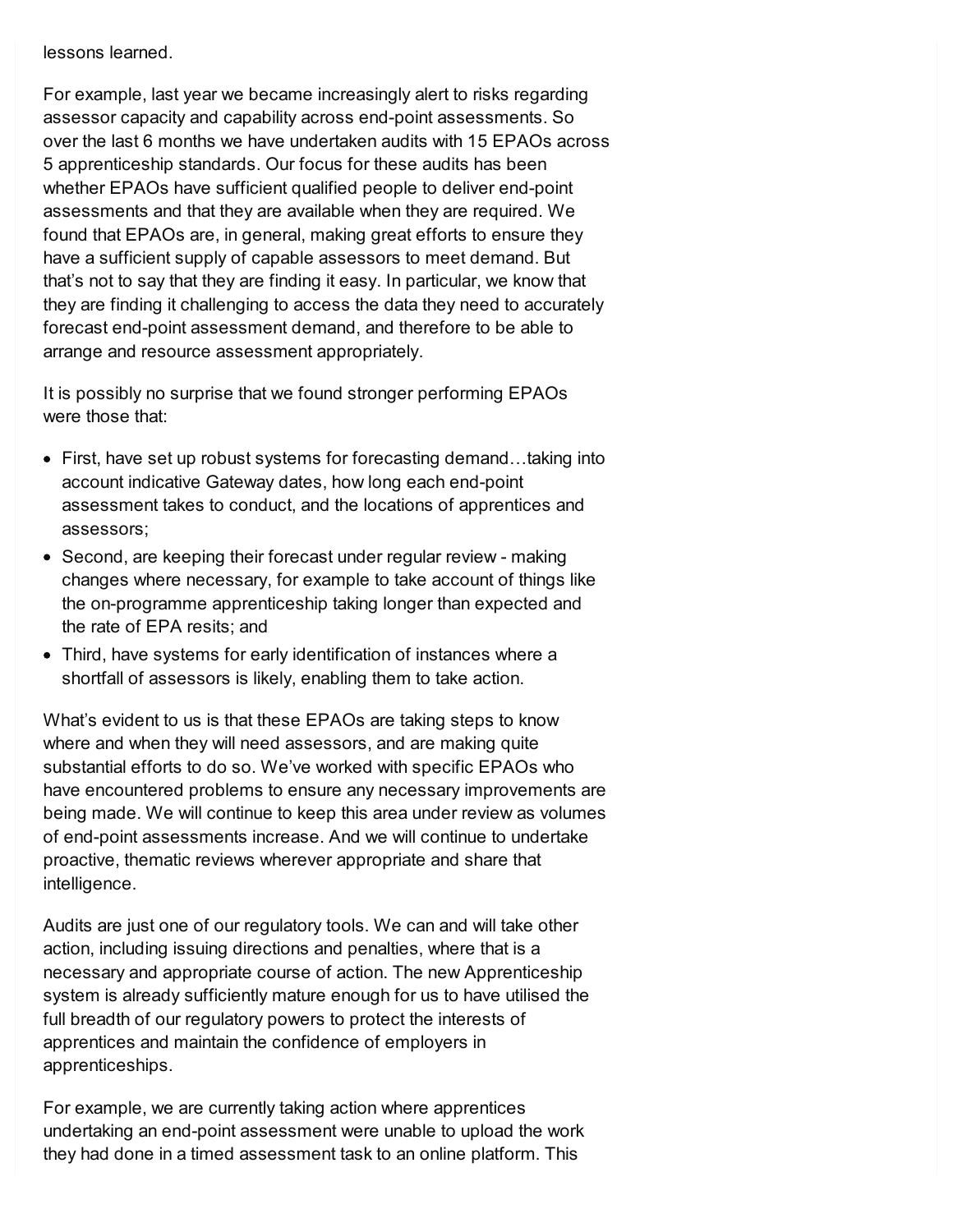lessons learned.

For example, last year we became increasingly alert to risks regarding assessor capacity and capability across end-point assessments. So over the last 6 months we have undertaken audits with 15 EPAOs across 5 apprenticeship standards. Our focus for these audits has been whether EPAOs have sufficient qualified people to deliver end-point assessments and that they are available when they are required. We found that EPAOs are, in general, making great efforts to ensure they have a sufficient supply of capable assessors to meet demand. But that's not to say that they are finding it easy. In particular, we know that they are finding it challenging to access the data they need to accurately forecast end-point assessment demand, and therefore to be able to arrange and resource assessment appropriately.

It is possibly no surprise that we found stronger performing EPAOs were those that:

- First, have set up robust systems for forecasting demand…taking into account indicative Gateway dates, how long each end-point assessment takes to conduct, and the locations of apprentices and assessors;
- Second, are keeping their forecast under regular review - making changes where necessary, for example to take account of things like the on-programme apprenticeship taking longer than expected and the rate of EPA resits; and
- Third, have systems for early identification of instances where a shortfall of assessors is likely, enabling them to take action.

What's evident to us is that these EPAOs are taking steps to know where and when they will need assessors, and are making quite substantial efforts to do so. We've worked with specific EPAOs who have encountered problems to ensure any necessary improvements are being made. We will continue to keep this area under review as volumes of end-point assessments increase. And we will continue to undertake proactive, thematic reviews wherever appropriate and share that intelligence.

Audits are just one of our regulatory tools. We can and will take other action, including issuing directions and penalties, where that is a necessary and appropriate course of action. The new Apprenticeship system is already sufficiently mature enough for us to have utilised the full breadth of our regulatory powers to protect the interests of apprentices and maintain the confidence of employers in apprenticeships.

For example, we are currently taking action where apprentices undertaking an end-point assessment were unable to upload the work they had done in a timed assessment task to an online platform. This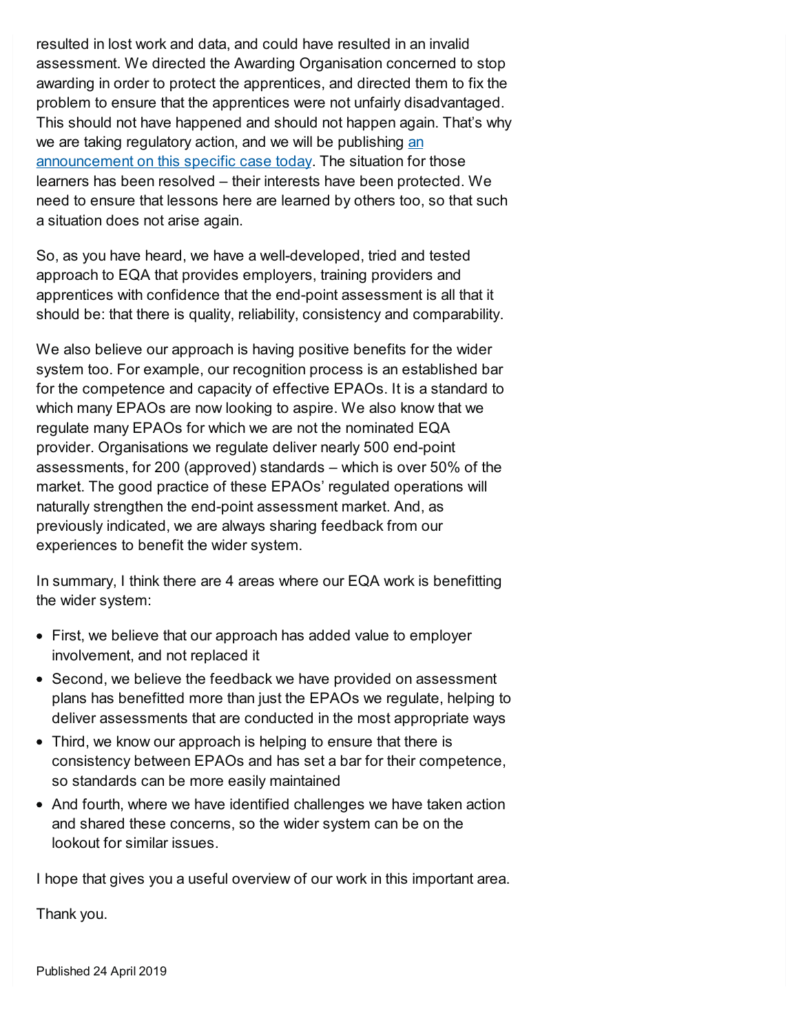resulted in lost work and data, and could have resulted in an invalid assessment. We directed the Awarding Organisation concerned to stop awarding in order to protect the apprentices, and directed them to fix the problem to ensure that the apprentices were not unfairly disadvantaged. This should not have happened and should not happen again. That's why we are taking regulatory action, and we will be publishing [an announcement on this specific case today]. The situation for those learners has been resolved – their interests have been protected. We need to ensure that lessons here are learned by others too, so that such a situation does not arise again.

So, as you have heard, we have a well-developed, tried and tested approach to EQA that provides employers, training providers and apprentices with confidence that the end-point assessment is all that it should be: that there is quality, reliability, consistency and comparability.

We also believe our approach is having positive benefits for the wider system too. For example, our recognition process is an established bar for the competence and capacity of effective EPAOs. It is a standard to which many EPAOs are now looking to aspire. We also know that we regulate many EPAOs for which we are not the nominated EQA provider. Organisations we regulate deliver nearly 500 end-point assessments, for 200 (approved) standards – which is over 50% of the market. The good practice of these EPAOs' regulated operations will naturally strengthen the end-point assessment market. And, as previously indicated, we are always sharing feedback from our experiences to benefit the wider system.

In summary, I think there are 4 areas where our EQA work is benefitting the wider system:

- First, we believe that our approach has added value to employer involvement, and not replaced it
- Second, we believe the feedback we have provided on assessment plans has benefitted more than just the EPAOs we regulate, helping to deliver assessments that are conducted in the most appropriate ways
- Third, we know our approach is helping to ensure that there is consistency between EPAOs and has set a bar for their competence, so standards can be more easily maintained
- And fourth, where we have identified challenges we have taken action and shared these concerns, so the wider system can be on the lookout for similar issues.

I hope that gives you a useful overview of our work in this important area.

Thank you.

Published 24 April 2019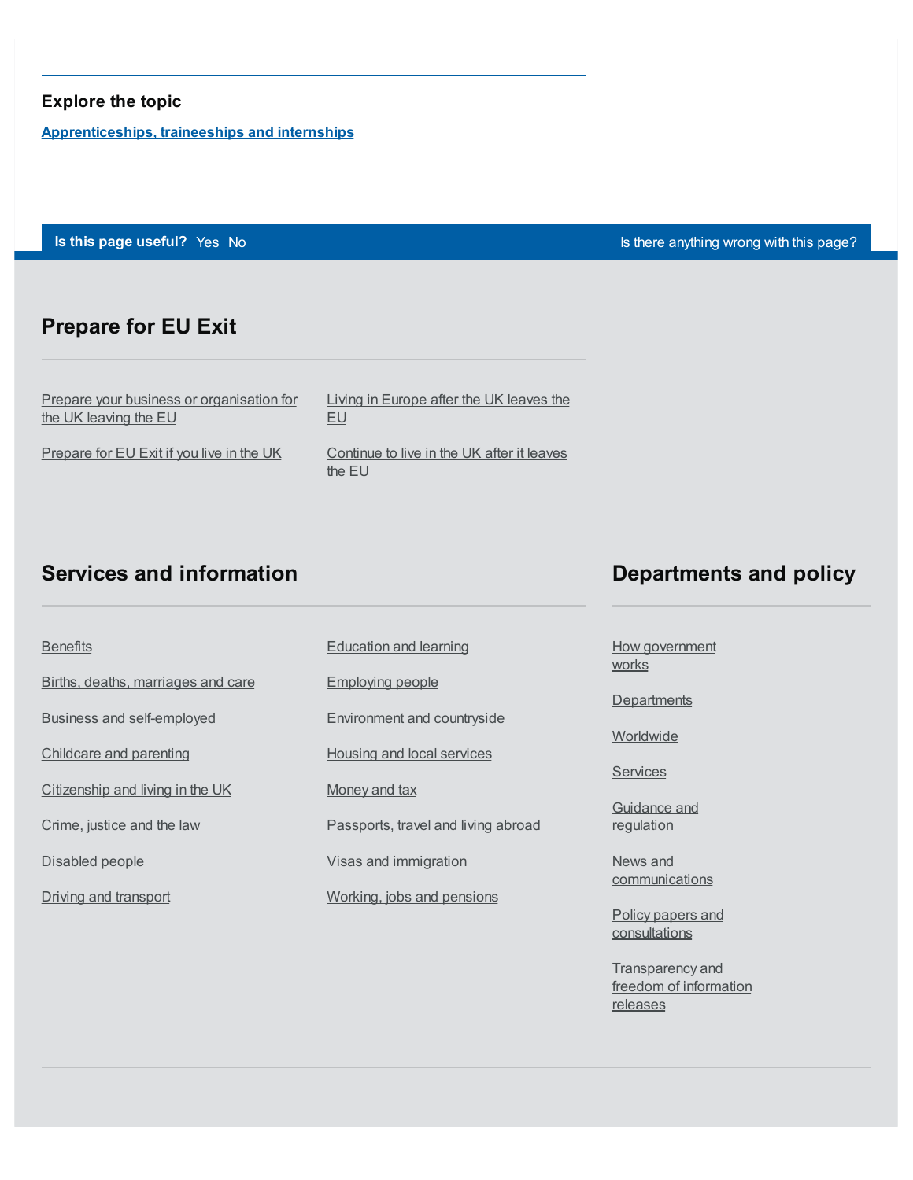### Explore the topic

[Apprenticeships, traineeships and internships]

**Is this page useful?** Yes No

Is there anything wrong with this page?

## Prepare for EU Exit

- Prepare your business or organisation for the UK leaving the EU
- Prepare for EU Exit if you live in the UK
- Living in Europe after the UK leaves the EU
- Continue to live in the UK after it leaves the EU

## Services and information

- Benefits
- Births, deaths, marriages and care
- Business and self-employed
- Childcare and parenting
- Citizenship and living in the UK
- Crime, justice and the law
- Disabled people
- Driving and transport
- Education and learning
- Employing people
- Environment and countryside
- Housing and local services
- Money and tax
- Passports, travel and living abroad
- Visas and immigration
- Working, jobs and pensions

## Departments and policy

- How government works
- Departments
- Worldwide
- Services
- Guidance and regulation
- News and communications
- Policy papers and consultations
- Transparency and freedom of information releases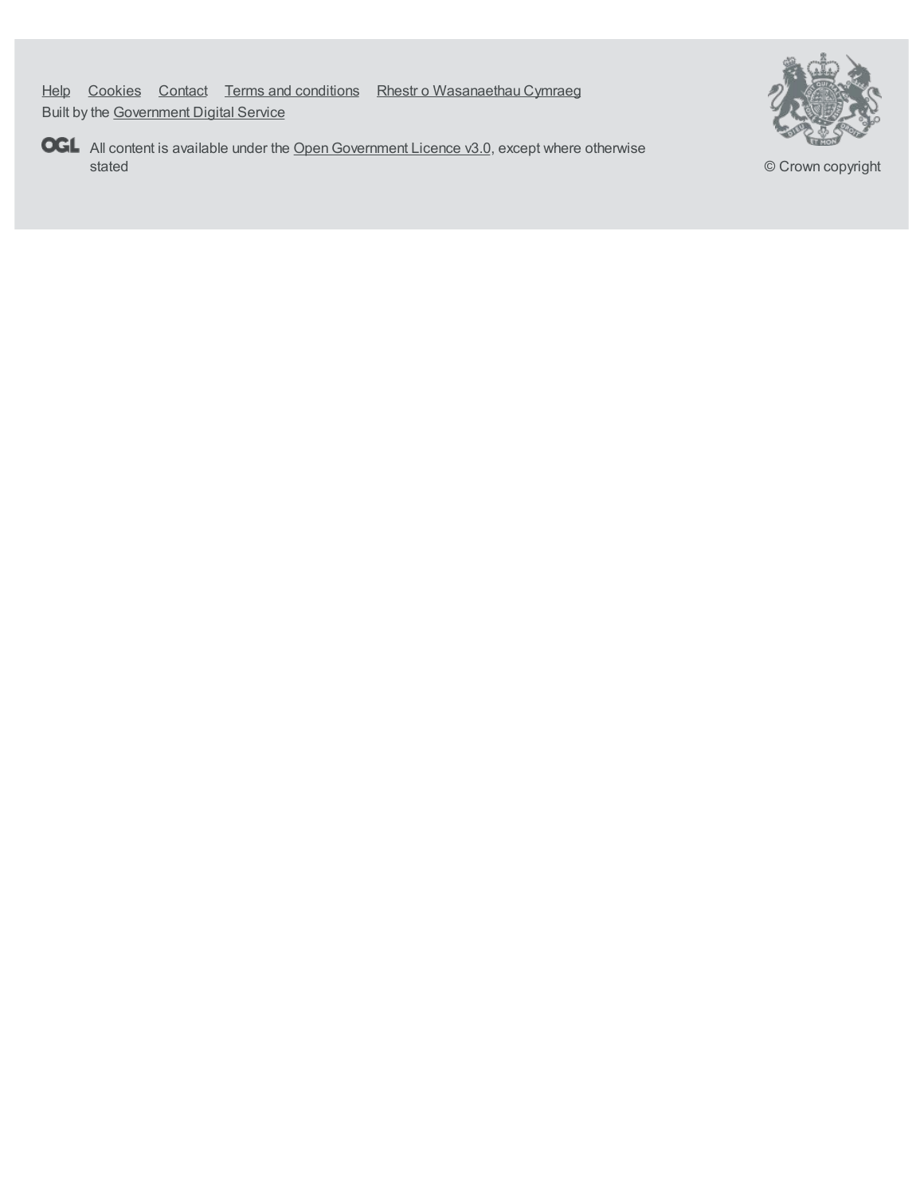Help Cookies Contact Terms and conditions Rhestr o Wasanaethau Cymraeg

Built by the Government Digital Service

OGL All content is available under the Open Government Licence v3.0, except where otherwise stated

© Crown copyright